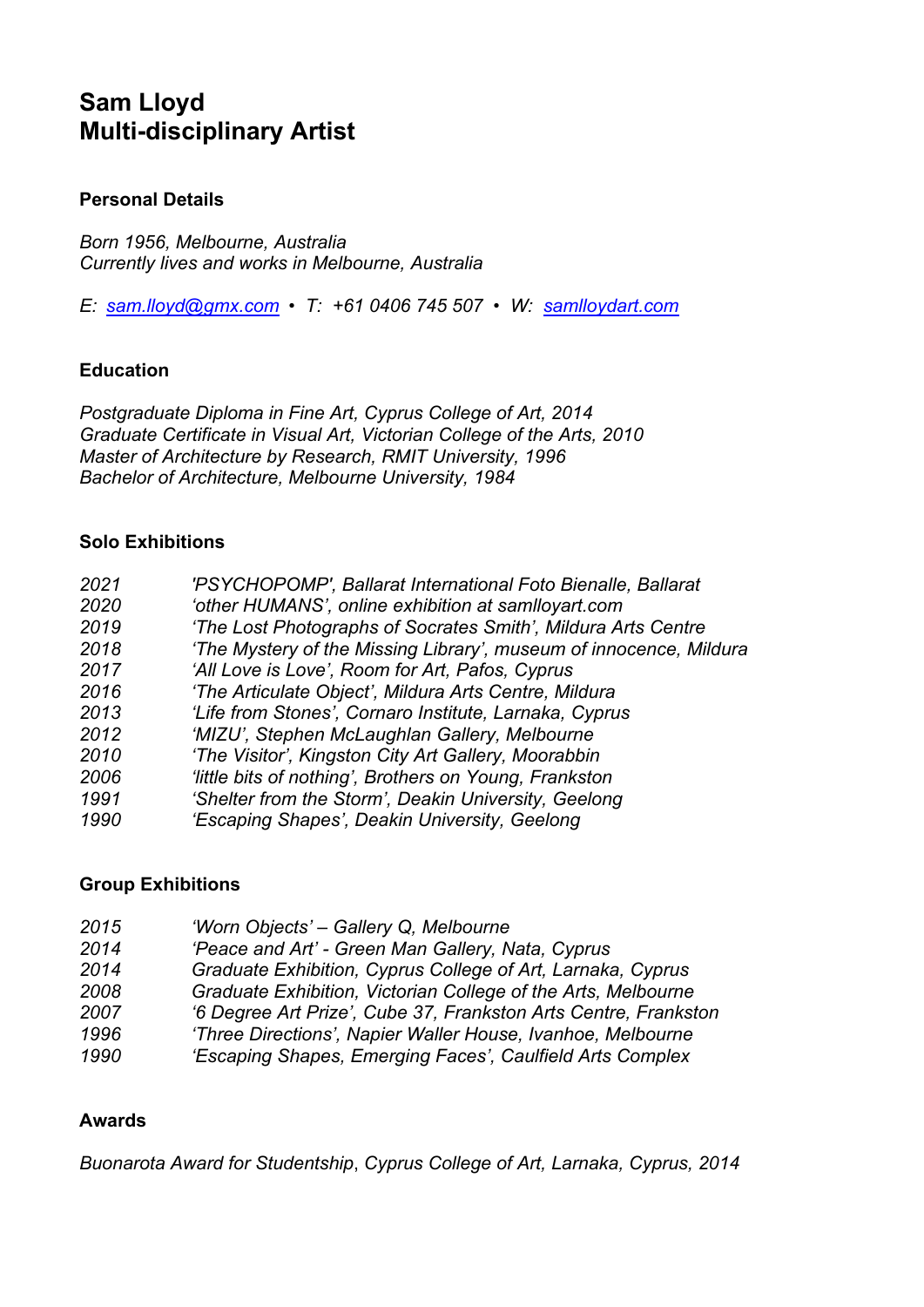# Sam Lloyd
# Multi-disciplinary Artist

## Personal Details

*Born 1956, Melbourne, Australia*
*Currently lives and works in Melbourne, Australia*

*E: [sam.lloyd@gmx.com](mailto:sam.lloyd@gmx.com) • T: +61 0406 745 507 • W: [samlloydart.com](http://samlloydart.com)*

## Education

*Postgraduate Diploma in Fine Art, Cyprus College of Art, 2014*
*Graduate Certificate in Visual Art, Victorian College of the Arts, 2010*
*Master of Architecture by Research, RMIT University, 1996*
*Bachelor of Architecture, Melbourne University, 1984*

## Solo Exhibitions

| | |
|---|---|
| *2021* | *'PSYCHOPOMP', Ballarat International Foto Bienalle, Ballarat* |
| *2020* | *'other HUMANS', online exhibition at samlloyart.com* |
| *2019* | *'The Lost Photographs of Socrates Smith', Mildura Arts Centre* |
| *2018* | *'The Mystery of the Missing Library', museum of innocence, Mildura* |
| *2017* | *'All Love is Love', Room for Art, Pafos, Cyprus* |
| *2016* | *'The Articulate Object', Mildura Arts Centre, Mildura* |
| *2013* | *'Life from Stones', Cornaro Institute, Larnaka, Cyprus* |
| *2012* | *'MIZU', Stephen McLaughlan Gallery, Melbourne* |
| *2010* | *'The Visitor', Kingston City Art Gallery, Moorabbin* |
| *2006* | *'little bits of nothing', Brothers on Young, Frankston* |
| *1991* | *'Shelter from the Storm', Deakin University, Geelong* |
| *1990* | *'Escaping Shapes', Deakin University, Geelong* |

## Group Exhibitions

| | |
|---|---|
| *2015* | *'Worn Objects' – Gallery Q, Melbourne* |
| *2014* | *'Peace and Art' - Green Man Gallery, Nata, Cyprus* |
| *2014* | *Graduate Exhibition, Cyprus College of Art, Larnaka, Cyprus* |
| *2008* | *Graduate Exhibition, Victorian College of the Arts, Melbourne* |
| *2007* | *'6 Degree Art Prize', Cube 37, Frankston Arts Centre, Frankston* |
| *1996* | *'Three Directions', Napier Waller House, Ivanhoe, Melbourne* |
| *1990* | *'Escaping Shapes, Emerging Faces', Caulfield Arts Complex* |

## Awards

*Buonarota Award for Studentship*, *Cyprus College of Art, Larnaka, Cyprus, 2014*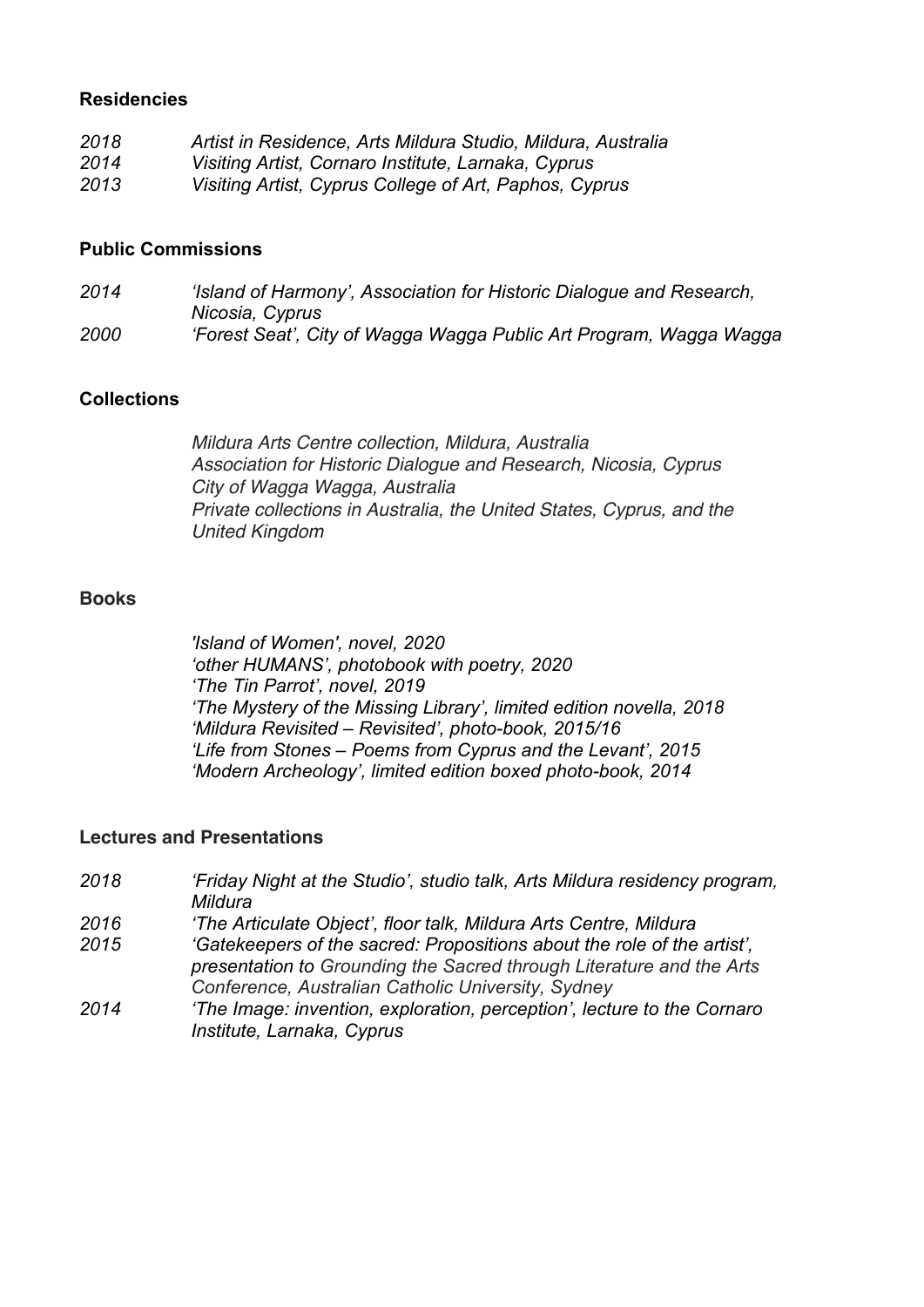## Residencies

*2018 Artist in Residence, Arts Mildura Studio, Mildura, Australia*
*2014 Visiting Artist, Cornaro Institute, Larnaka, Cyprus*
*2013 Visiting Artist, Cyprus College of Art, Paphos, Cyprus*

## Public Commissions

*2014 'Island of Harmony', Association for Historic Dialogue and Research, Nicosia, Cyprus*
*2000 'Forest Seat', City of Wagga Wagga Public Art Program, Wagga Wagga*

## Collections

*Mildura Arts Centre collection, Mildura, Australia*
*Association for Historic Dialogue and Research, Nicosia, Cyprus*
*City of Wagga Wagga, Australia*
*Private collections in Australia, the United States, Cyprus, and the United Kingdom*

## Books

*'Island of Women', novel, 2020*
*'other HUMANS', photobook with poetry, 2020*
*'The Tin Parrot', novel, 2019*
*'The Mystery of the Missing Library', limited edition novella, 2018*
*'Mildura Revisited – Revisited', photo-book, 2015/16*
*'Life from Stones – Poems from Cyprus and the Levant', 2015*
*'Modern Archeology', limited edition boxed photo-book, 2014*

## Lectures and Presentations

*2018 'Friday Night at the Studio', studio talk, Arts Mildura residency program, Mildura*
*2016 'The Articulate Object', floor talk, Mildura Arts Centre, Mildura*
*2015 'Gatekeepers of the sacred: Propositions about the role of the artist', presentation to Grounding the Sacred through Literature and the Arts Conference, Australian Catholic University, Sydney*
*2014 'The Image: invention, exploration, perception', lecture to the Cornaro Institute, Larnaka, Cyprus*